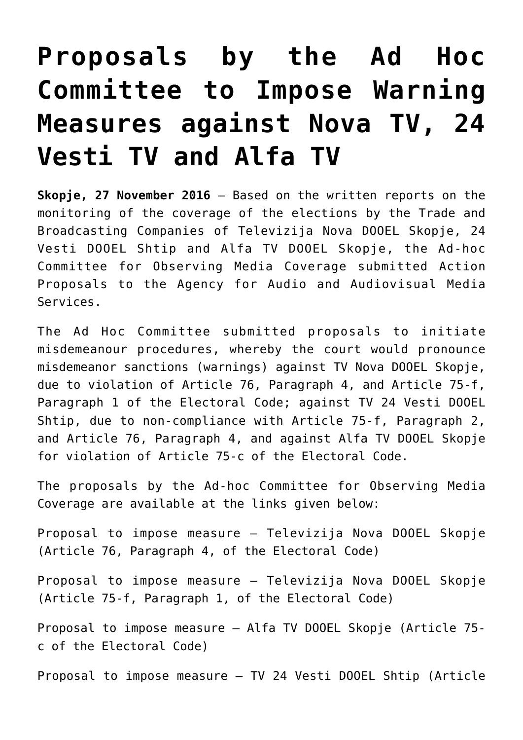# Proposals by the Ad Hoc Committee to Impose Warning Measures against Nova TV, 24 Vesti TV and Alfa TV

**Skopje, 27 November 2016** – Based on the written reports on the monitoring of the coverage of the elections by the Trade and Broadcasting Companies of Televizija Nova DOOEL Skopje, 24 Vesti DOOEL Shtip and Alfa TV DOOEL Skopje, the Ad-hoc Committee for Observing Media Coverage submitted Action Proposals to the Agency for Audio and Audiovisual Media Services.

The Ad Hoc Committee submitted proposals to initiate misdemeanour procedures, whereby the court would pronounce misdemeanor sanctions (warnings) against TV Nova DOOEL Skopje, due to violation of Article 76, Paragraph 4, and Article 75-f, Paragraph 1 of the Electoral Code; against TV 24 Vesti DOOEL Shtip, due to non-compliance with Article 75-f, Paragraph 2, and Article 76, Paragraph 4, and against Alfa TV DOOEL Skopje for violation of Article 75-c of the Electoral Code.

The proposals by the Ad-hoc Committee for Observing Media Coverage are available at the links given below:

Proposal to impose measure – Televizija Nova DOOEL Skopje (Article 76, Paragraph 4, of the Electoral Code)

Proposal to impose measure – Televizija Nova DOOEL Skopje (Article 75-f, Paragraph 1, of the Electoral Code)

Proposal to impose measure – Alfa TV DOOEL Skopje (Article 75-c of the Electoral Code)

Proposal to impose measure – TV 24 Vesti DOOEL Shtip (Article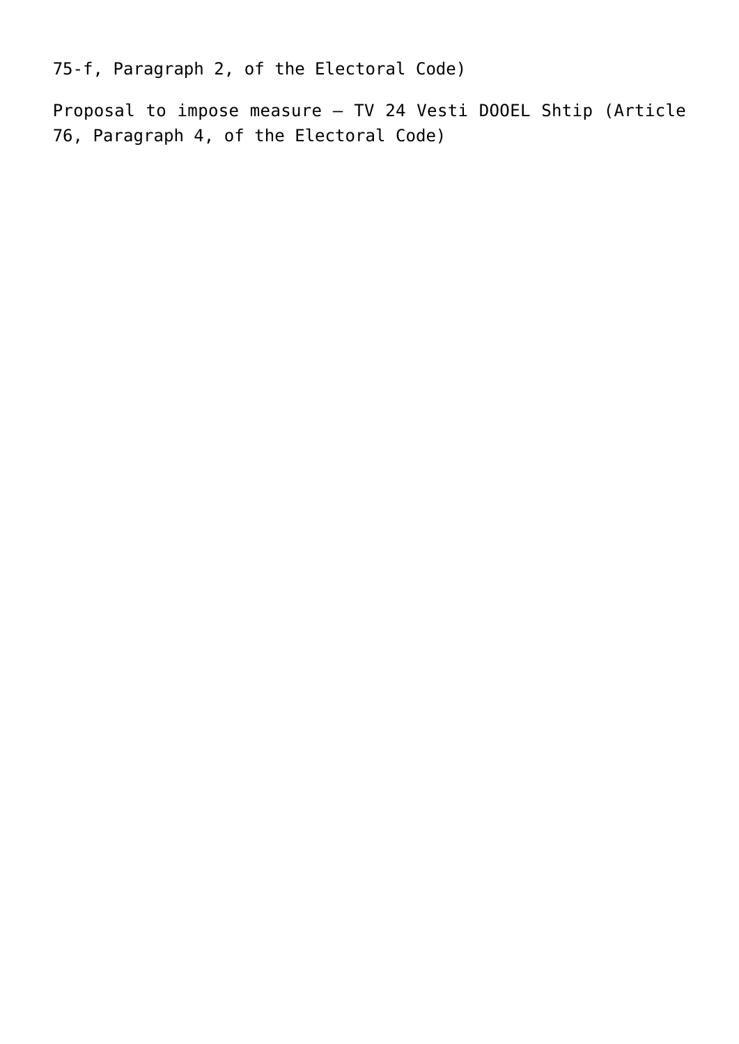75-f, Paragraph 2, of the Electoral Code)

Proposal to impose measure – TV 24 Vesti DOOEL Shtip (Article 76, Paragraph 4, of the Electoral Code)